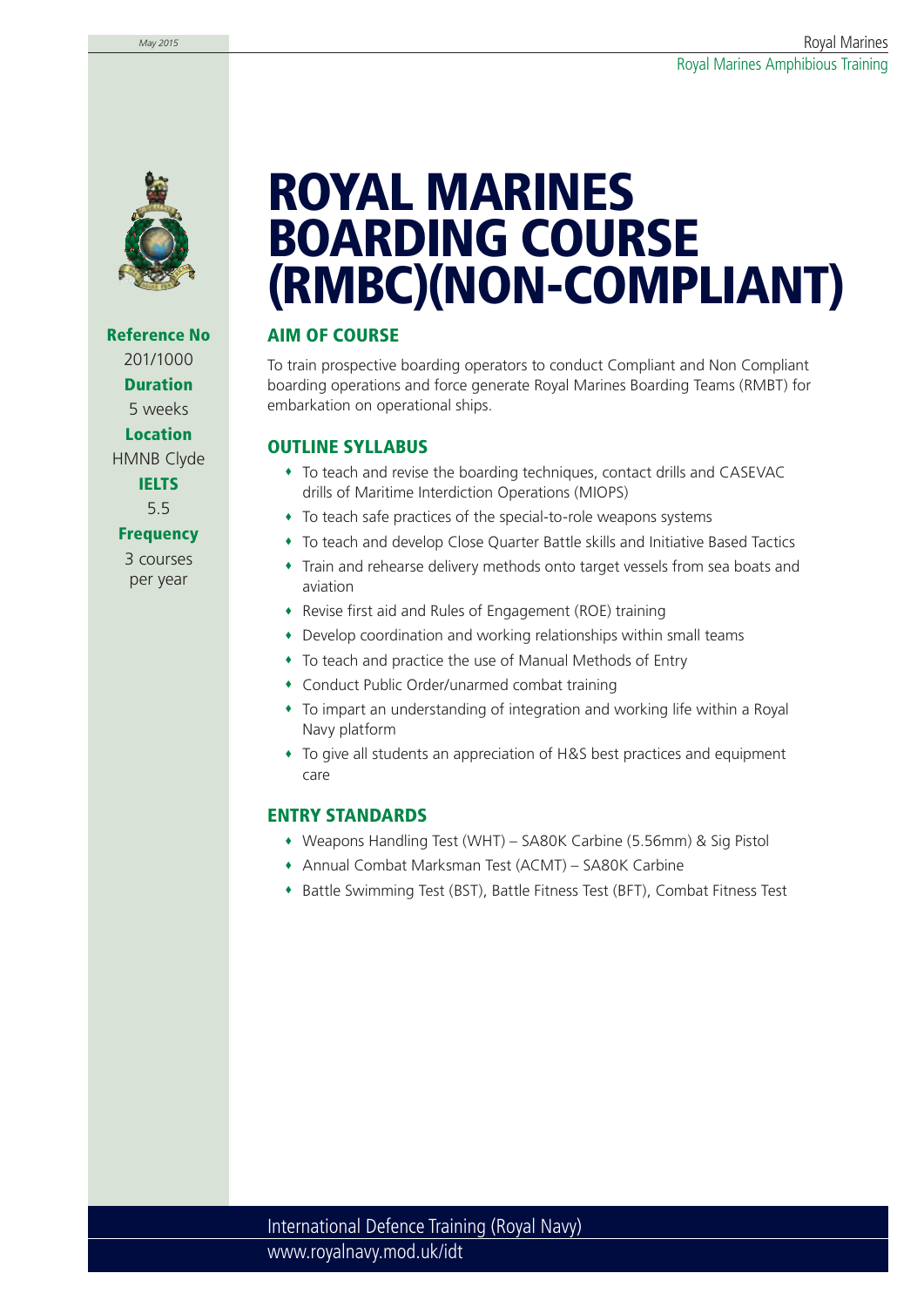# ROYAL MARINES BOARDING COURSE (RMBC)(NON-COMPLIANT)

**Reference No**
201/1000

**Duration**
5 weeks

**Location**
HMNB Clyde

**IELTS**
5.5

**Frequency**
3 courses per year

## AIM OF COURSE

To train prospective boarding operators to conduct Compliant and Non Compliant boarding operations and force generate Royal Marines Boarding Teams (RMBT) for embarkation on operational ships.

## OUTLINE SYLLABUS

- To teach and revise the boarding techniques, contact drills and CASEVAC drills of Maritime Interdiction Operations (MIOPS)
- To teach safe practices of the special-to-role weapons systems
- To teach and develop Close Quarter Battle skills and Initiative Based Tactics
- Train and rehearse delivery methods onto target vessels from sea boats and aviation
- Revise first aid and Rules of Engagement (ROE) training
- Develop coordination and working relationships within small teams
- To teach and practice the use of Manual Methods of Entry
- Conduct Public Order/unarmed combat training
- To impart an understanding of integration and working life within a Royal Navy platform
- To give all students an appreciation of H&S best practices and equipment care

## ENTRY STANDARDS

- Weapons Handling Test (WHT) – SA80K Carbine (5.56mm) & Sig Pistol
- Annual Combat Marksman Test (ACMT) – SA80K Carbine
- Battle Swimming Test (BST), Battle Fitness Test (BFT), Combat Fitness Test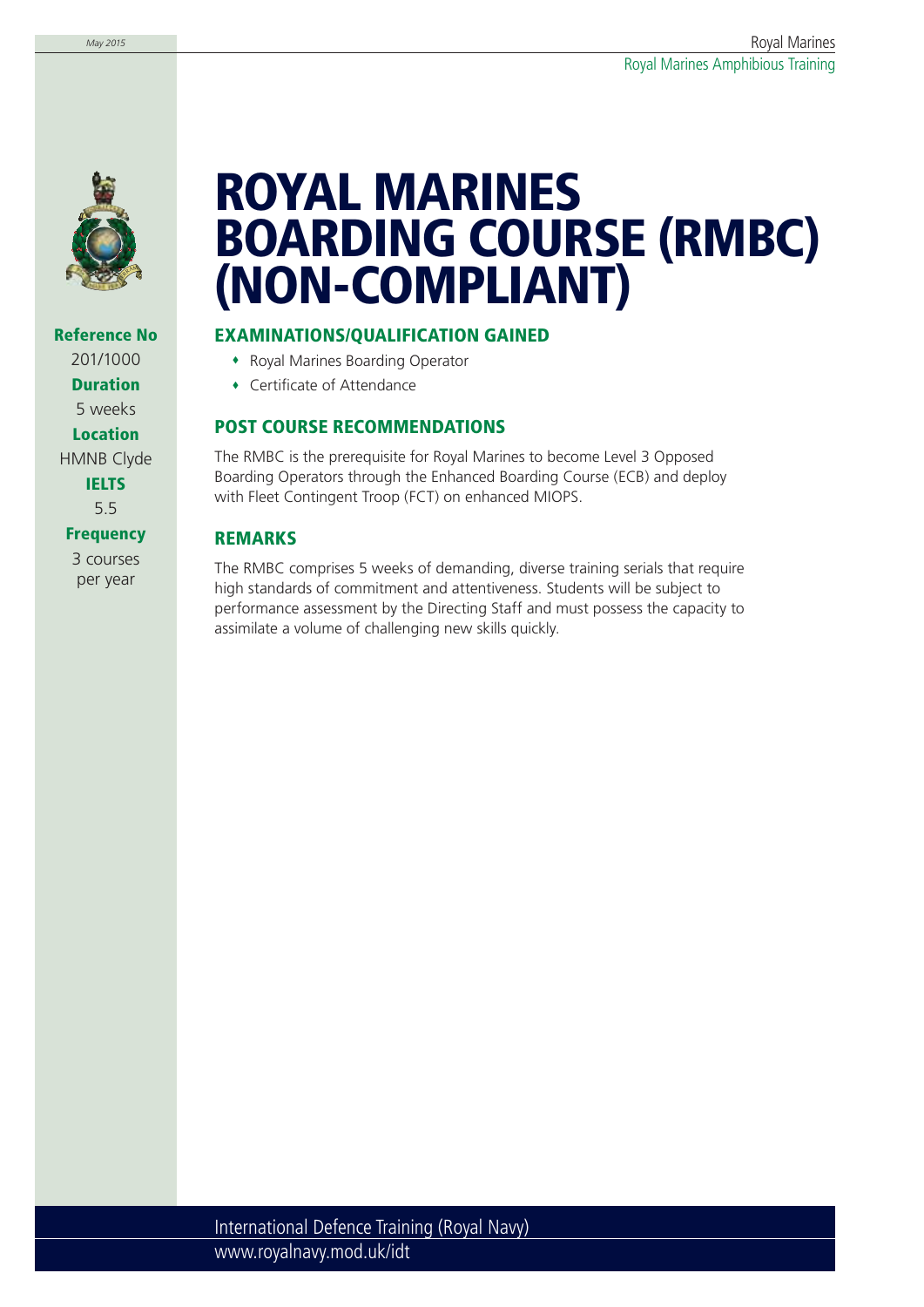# ROYAL MARINES BOARDING COURSE (RMBC) (NON-COMPLIANT)

**Reference No**
201/1000

**Duration**
5 weeks

**Location**
HMNB Clyde

**IELTS**
5.5

**Frequency**
3 courses per year

## EXAMINATIONS/QUALIFICATION GAINED

- Royal Marines Boarding Operator
- Certificate of Attendance

## POST COURSE RECOMMENDATIONS

The RMBC is the prerequisite for Royal Marines to become Level 3 Opposed Boarding Operators through the Enhanced Boarding Course (ECB) and deploy with Fleet Contingent Troop (FCT) on enhanced MIOPS.

## REMARKS

The RMBC comprises 5 weeks of demanding, diverse training serials that require high standards of commitment and attentiveness. Students will be subject to performance assessment by the Directing Staff and must possess the capacity to assimilate a volume of challenging new skills quickly.